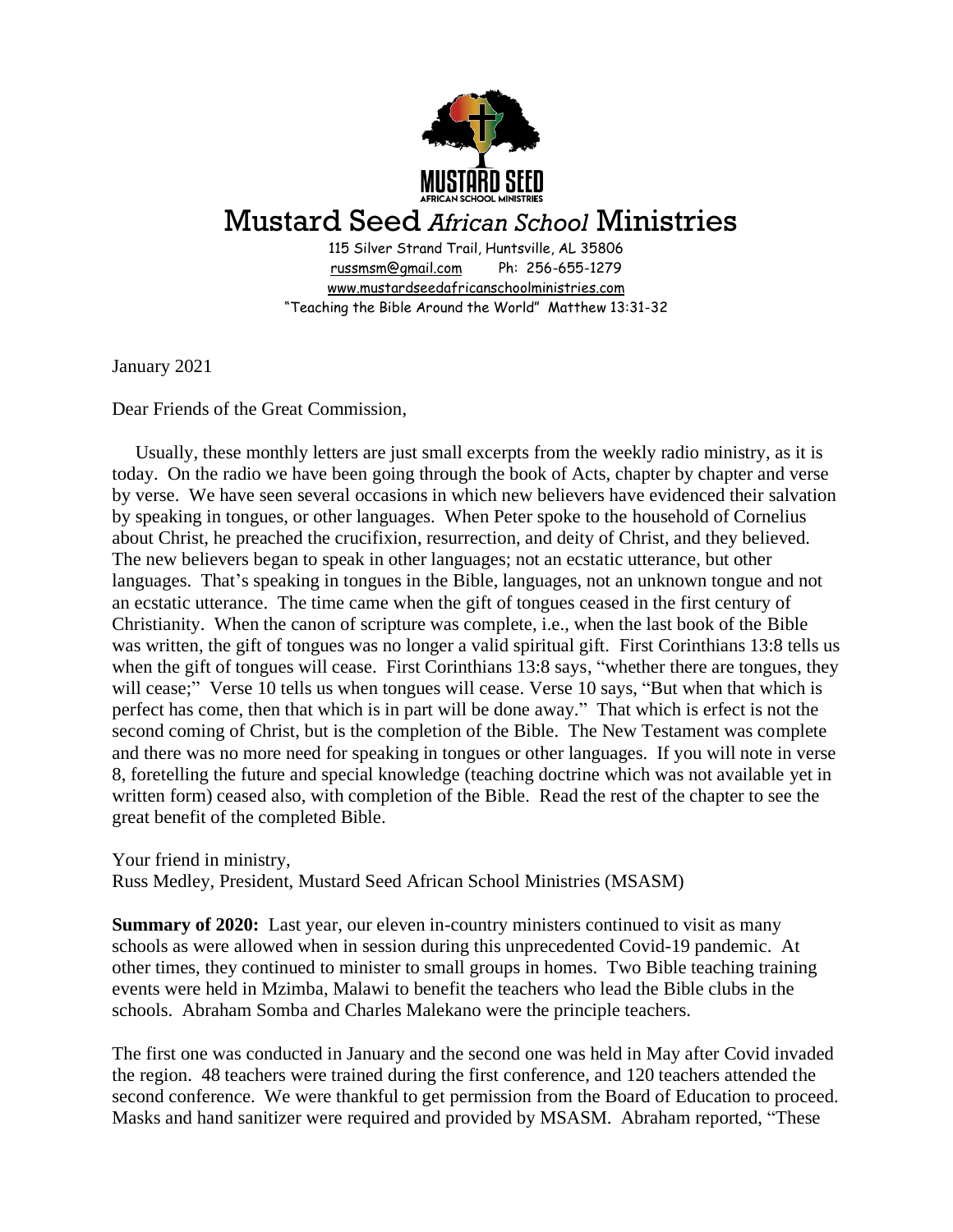MUSTARD SEED
AFRICAN SCHOOL MINISTRIES

# Mustard Seed *African School* Ministries

115 Silver Strand Trail, Huntsville, AL 35806
russmsm@gmail.com Ph: 256-655-1279
www.mustardseedafricanschoolministries.com
"Teaching the Bible Around the World" Matthew 13:31-32

January 2021

Dear Friends of the Great Commission,

Usually, these monthly letters are just small excerpts from the weekly radio ministry, as it is today. On the radio we have been going through the book of Acts, chapter by chapter and verse by verse. We have seen several occasions in which new believers have evidenced their salvation by speaking in tongues, or other languages. When Peter spoke to the household of Cornelius about Christ, he preached the crucifixion, resurrection, and deity of Christ, and they believed. The new believers began to speak in other languages; not an ecstatic utterance, but other languages. That's speaking in tongues in the Bible, languages, not an unknown tongue and not an ecstatic utterance. The time came when the gift of tongues ceased in the first century of Christianity. When the canon of scripture was complete, i.e., when the last book of the Bible was written, the gift of tongues was no longer a valid spiritual gift. First Corinthians 13:8 tells us when the gift of tongues will cease. First Corinthians 13:8 says, "whether there are tongues, they will cease;" Verse 10 tells us when tongues will cease. Verse 10 says, "But when that which is perfect has come, then that which is in part will be done away." That which is erfect is not the second coming of Christ, but is the completion of the Bible. The New Testament was complete and there was no more need for speaking in tongues or other languages. If you will note in verse 8, foretelling the future and special knowledge (teaching doctrine which was not available yet in written form) ceased also, with completion of the Bible. Read the rest of the chapter to see the great benefit of the completed Bible.

Your friend in ministry,
Russ Medley, President, Mustard Seed African School Ministries (MSASM)

**Summary of 2020:** Last year, our eleven in-country ministers continued to visit as many schools as were allowed when in session during this unprecedented Covid-19 pandemic. At other times, they continued to minister to small groups in homes. Two Bible teaching training events were held in Mzimba, Malawi to benefit the teachers who lead the Bible clubs in the schools. Abraham Somba and Charles Malekano were the principle teachers.

The first one was conducted in January and the second one was held in May after Covid invaded the region. 48 teachers were trained during the first conference, and 120 teachers attended the second conference. We were thankful to get permission from the Board of Education to proceed. Masks and hand sanitizer were required and provided by MSASM. Abraham reported, "These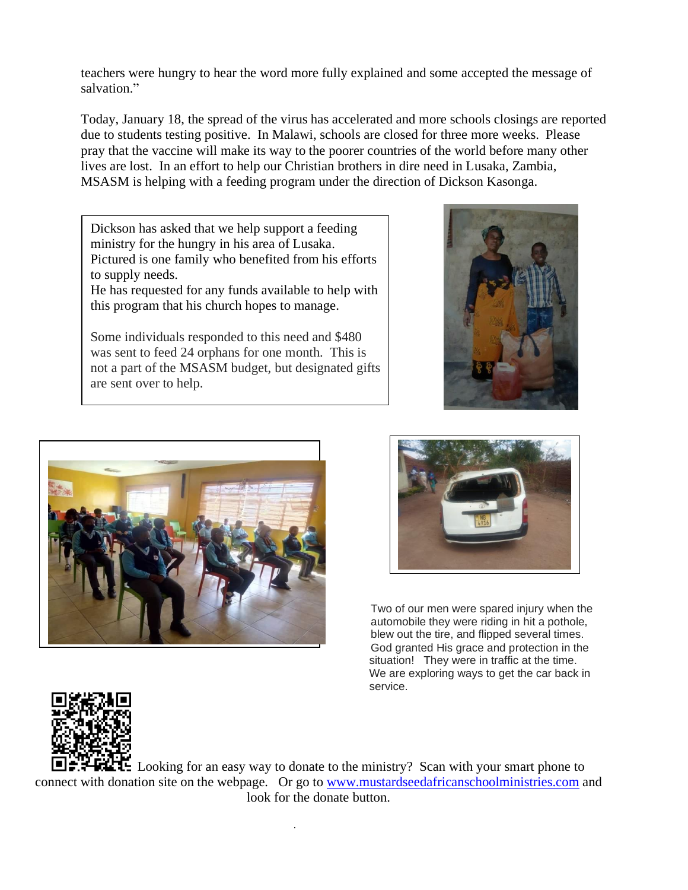teachers were hungry to hear the word more fully explained and some accepted the message of salvation."

Today, January 18, the spread of the virus has accelerated and more schools closings are reported due to students testing positive. In Malawi, schools are closed for three more weeks. Please pray that the vaccine will make its way to the poorer countries of the world before many other lives are lost. In an effort to help our Christian brothers in dire need in Lusaka, Zambia, MSASM is helping with a feeding program under the direction of Dickson Kasonga.

Dickson has asked that we help support a feeding ministry for the hungry in his area of Lusaka. Pictured is one family who benefited from his efforts to supply needs.
He has requested for any funds available to help with this program that his church hopes to manage.

Some individuals responded to this need and $480 was sent to feed 24 orphans for one month. This is not a part of the MSASM budget, but designated gifts are sent over to help.

Two of our men were spared injury when the automobile they were riding in hit a pothole, blew out the tire, and flipped several times. God granted His grace and protection in the situation! They were in traffic at the time. We are exploring ways to get the car back in service.

Looking for an easy way to donate to the ministry? Scan with your smart phone to connect with donation site on the webpage. Or go to www.mustardseedafricanschoolministries.com and look for the donate button.